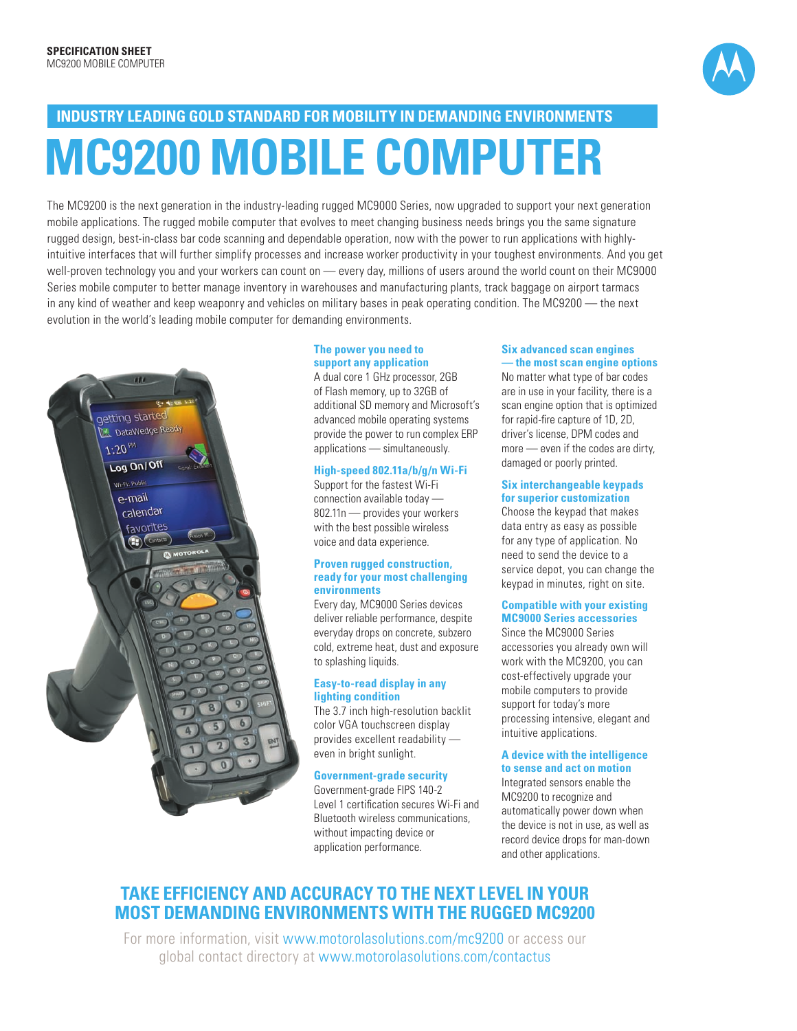**SPECIFICATION SHEET**
MC9200 MOBILE COMPUTER

## INDUSTRY LEADING GOLD STANDARD FOR MOBILITY IN DEMANDING ENVIRONMENTS

# MC9200 MOBILE COMPUTER

The MC9200 is the next generation in the industry-leading rugged MC9000 Series, now upgraded to support your next generation mobile applications. The rugged mobile computer that evolves to meet changing business needs brings you the same signature rugged design, best-in-class bar code scanning and dependable operation, now with the power to run applications with highly-intuitive interfaces that will further simplify processes and increase worker productivity in your toughest environments. And you get well-proven technology you and your workers can count on — every day, millions of users around the world count on their MC9000 Series mobile computer to better manage inventory in warehouses and manufacturing plants, track baggage on airport tarmacs in any kind of weather and keep weaponry and vehicles on military bases in peak operating condition. The MC9200 — the next evolution in the world's leading mobile computer for demanding environments.

### The power you need to support any application

A dual core 1 GHz processor, 2GB of Flash memory, up to 32GB of additional SD memory and Microsoft's advanced mobile operating systems provide the power to run complex ERP applications — simultaneously.

### High-speed 802.11a/b/g/n Wi-Fi

Support for the fastest Wi-Fi connection available today — 802.11n — provides your workers with the best possible wireless voice and data experience.

### Proven rugged construction, ready for your most challenging environments

Every day, MC9000 Series devices deliver reliable performance, despite everyday drops on concrete, subzero cold, extreme heat, dust and exposure to splashing liquids.

### Easy-to-read display in any lighting condition

The 3.7 inch high-resolution backlit color VGA touchscreen display provides excellent readability — even in bright sunlight.

### Government-grade security

Government-grade FIPS 140-2 Level 1 certification secures Wi-Fi and Bluetooth wireless communications, without impacting device or application performance.

### Six advanced scan engines — the most scan engine options

No matter what type of bar codes are in use in your facility, there is a scan engine option that is optimized for rapid-fire capture of 1D, 2D, driver's license, DPM codes and more — even if the codes are dirty, damaged or poorly printed.

### Six interchangeable keypads for superior customization

Choose the keypad that makes data entry as easy as possible for any type of application. No need to send the device to a service depot, you can change the keypad in minutes, right on site.

### Compatible with your existing MC9000 Series accessories

Since the MC9000 Series accessories you already own will work with the MC9200, you can cost-effectively upgrade your mobile computers to provide support for today's more processing intensive, elegant and intuitive applications.

### A device with the intelligence to sense and act on motion

Integrated sensors enable the MC9200 to recognize and automatically power down when the device is not in use, as well as record device drops for man-down and other applications.

## TAKE EFFICIENCY AND ACCURACY TO THE NEXT LEVEL IN YOUR MOST DEMANDING ENVIRONMENTS WITH THE RUGGED MC9200

For more information, visit www.motorolasolutions.com/mc9200 or access our global contact directory at www.motorolasolutions.com/contactus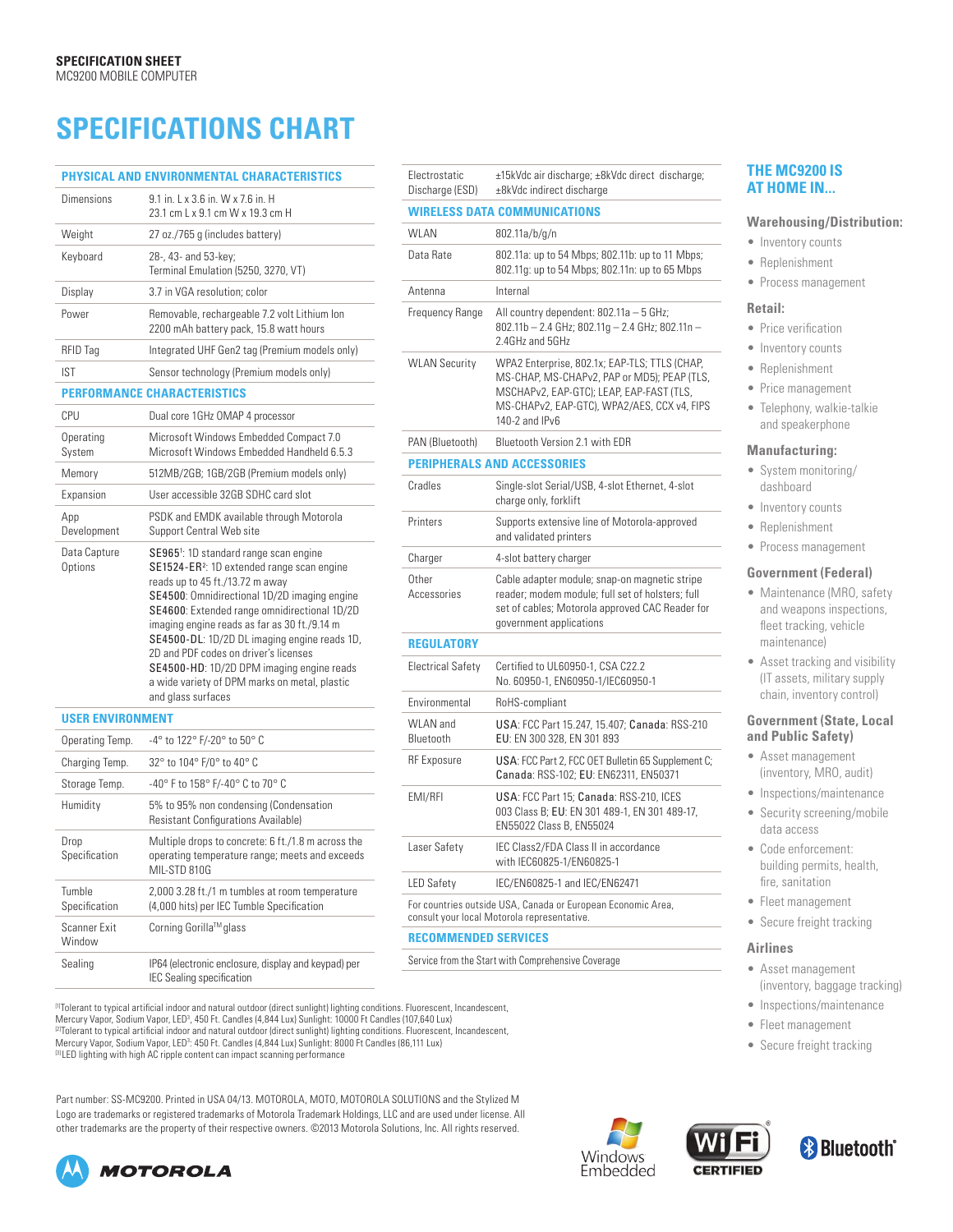SPECIFICATION SHEET
MC9200 MOBILE COMPUTER

# SPECIFICATIONS CHART

## PHYSICAL AND ENVIRONMENTAL CHARACTERISTICS

| | |
|---|---|
| Dimensions | 9.1 in. L x 3.6 in. W x 7.6 in. H<br>23.1 cm L x 9.1 cm W x 19.3 cm H |
| Weight | 27 oz./765 g (includes battery) |
| Keyboard | 28-, 43- and 53-key;<br>Terminal Emulation (5250, 3270, VT) |
| Display | 3.7 in VGA resolution; color |
| Power | Removable, rechargeable 7.2 volt Lithium Ion 2200 mAh battery pack, 15.8 watt hours |
| RFID Tag | Integrated UHF Gen2 tag (Premium models only) |
| IST | Sensor technology (Premium models only) |

## PERFORMANCE CHARACTERISTICS

| | |
|---|---|
| CPU | Dual core 1GHz OMAP 4 processor |
| Operating System | Microsoft Windows Embedded Compact 7.0<br>Microsoft Windows Embedded Handheld 6.5.3 |
| Memory | 512MB/2GB; 1GB/2GB (Premium models only) |
| Expansion | User accessible 32GB SDHC card slot |
| App Development | PSDK and EMDK available through Motorola Support Central Web site |
| Data Capture Options | **SE965**[1]: 1D standard range scan engine<br>**SE1524-ER**[2]: 1D extended range scan engine reads up to 45 ft./13.72 m away<br>**SE4500**: Omnidirectional 1D/2D imaging engine<br>**SE4600**: Extended range omnidirectional 1D/2D imaging engine reads as far as 30 ft./9.14 m<br>**SE4500-DL**: 1D/2D DL imaging engine reads 1D, 2D and PDF codes on driver's licenses<br>**SE4500-HD**: 1D/2D DPM imaging engine reads a wide variety of DPM marks on metal, plastic and glass surfaces |

## USER ENVIRONMENT

| | |
|---|---|
| Operating Temp. | -4° to 122° F/-20° to 50° C |
| Charging Temp. | 32° to 104° F/0° to 40° C |
| Storage Temp. | -40° F to 158° F/-40° C to 70° C |
| Humidity | 5% to 95% non condensing (Condensation Resistant Configurations Available) |
| Drop Specification | Multiple drops to concrete: 6 ft./1.8 m across the operating temperature range; meets and exceeds MIL-STD 810G |
| Tumble Specification | 2,000 3.28 ft./1 m tumbles at room temperature (4,000 hits) per IEC Tumble Specification |
| Scanner Exit Window | Corning Gorilla™ glass |
| Sealing | IP64 (electronic enclosure, display and keypad) per IEC Sealing specification |
| Electrostatic Discharge (ESD) | ±15kVdc air discharge; ±8kVdc direct discharge; ±8kVdc indirect discharge |

## WIRELESS DATA COMMUNICATIONS

| | |
|---|---|
| WLAN | 802.11a/b/g/n |
| Data Rate | 802.11a: up to 54 Mbps; 802.11b: up to 11 Mbps; 802.11g: up to 54 Mbps; 802.11n: up to 65 Mbps |
| Antenna | Internal |
| Frequency Range | All country dependent: 802.11a – 5 GHz; 802.11b – 2.4 GHz; 802.11g – 2.4 GHz; 802.11n – 2.4GHz and 5GHz |
| WLAN Security | WPA2 Enterprise, 802.1x; EAP-TLS; TTLS (CHAP, MS-CHAP, MS-CHAPv2, PAP or MD5); PEAP (TLS, MSCHAPv2, EAP-GTC); LEAP, EAP-FAST (TLS, MS-CHAPv2, EAP-GTC), WPA2/AES, CCX v4, FIPS 140-2 and IPv6 |
| PAN (Bluetooth) | Bluetooth Version 2.1 with EDR |

## PERIPHERALS AND ACCESSORIES

| | |
|---|---|
| Cradles | Single-slot Serial/USB, 4-slot Ethernet, 4-slot charge only, forklift |
| Printers | Supports extensive line of Motorola-approved and validated printers |
| Charger | 4-slot battery charger |
| Other Accessories | Cable adapter module; snap-on magnetic stripe reader; modem module; full set of holsters; full set of cables; Motorola approved CAC Reader for government applications |

## REGULATORY

| | |
|---|---|
| Electrical Safety | Certified to UL60950-1, CSA C22.2 No. 60950-1, EN60950-1/IEC60950-1 |
| Environmental | RoHS-compliant |
| WLAN and Bluetooth | **USA**: FCC Part 15.247, 15.407; **Canada**: RSS-210<br>**EU**: EN 300 328, EN 301 893 |
| RF Exposure | **USA**: FCC Part 2, FCC OET Bulletin 65 Supplement C; **Canada**: RSS-102; **EU**: EN62311, EN50371 |
| EMI/RFI | **USA**: FCC Part 15; **Canada**: RSS-210, ICES 003 Class B; **EU**: EN 301 489-1, EN 301 489-17, EN55022 Class B, EN55024 |
| Laser Safety | IEC Class2/FDA Class II in accordance with IEC60825-1/EN60825-1 |
| LED Safety | IEC/EN60825-1 and IEC/EN62471 |

For countries outside USA, Canada or European Economic Area, consult your local Motorola representative.

## RECOMMENDED SERVICES

Service from the Start with Comprehensive Coverage

## THE MC9200 IS AT HOME IN...

### Warehousing/Distribution:
- Inventory counts
- Replenishment
- Process management

### Retail:
- Price verification
- Inventory counts
- Replenishment
- Price management
- Telephony, walkie-talkie and speakerphone

### Manufacturing:
- System monitoring/ dashboard
- Inventory counts
- Replenishment
- Process management

### Government (Federal)
- Maintenance (MRO, safety and weapons inspections, fleet tracking, vehicle maintenance)
- Asset tracking and visibility (IT assets, military supply chain, inventory control)

### Government (State, Local and Public Safety)
- Asset management (inventory, MRO, audit)
- Inspections/maintenance
- Security screening/mobile data access
- Code enforcement: building permits, health, fire, sanitation
- Fleet management
- Secure freight tracking

### Airlines
- Asset management (inventory, baggage tracking)
- Inspections/maintenance
- Fleet management
- Secure freight tracking

[1]Tolerant to typical artificial indoor and natural outdoor (direct sunlight) lighting conditions. Fluorescent, Incandescent, Mercury Vapor, Sodium Vapor, LED[3], 450 Ft. Candles (4,844 Lux) Sunlight: 10000 Ft Candles (107,640 Lux)
[2]Tolerant to typical artificial indoor and natural outdoor (direct sunlight) lighting conditions. Fluorescent, Incandescent, Mercury Vapor, Sodium Vapor, LED[3]: 450 Ft. Candles (4,844 Lux) Sunlight: 8000 Ft Candles (86,111 Lux)
[3]LED lighting with high AC ripple content can impact scanning performance

Part number: SS-MC9200. Printed in USA 04/13. MOTOROLA, MOTO, MOTOROLA SOLUTIONS and the Stylized M Logo are trademarks or registered trademarks of Motorola Trademark Holdings, LLC and are used under license. All other trademarks are the property of their respective owners. ©2013 Motorola Solutions, Inc. All rights reserved.

MOTOROLA

Windows Embedded

Wi Fi CERTIFIED

Bluetooth